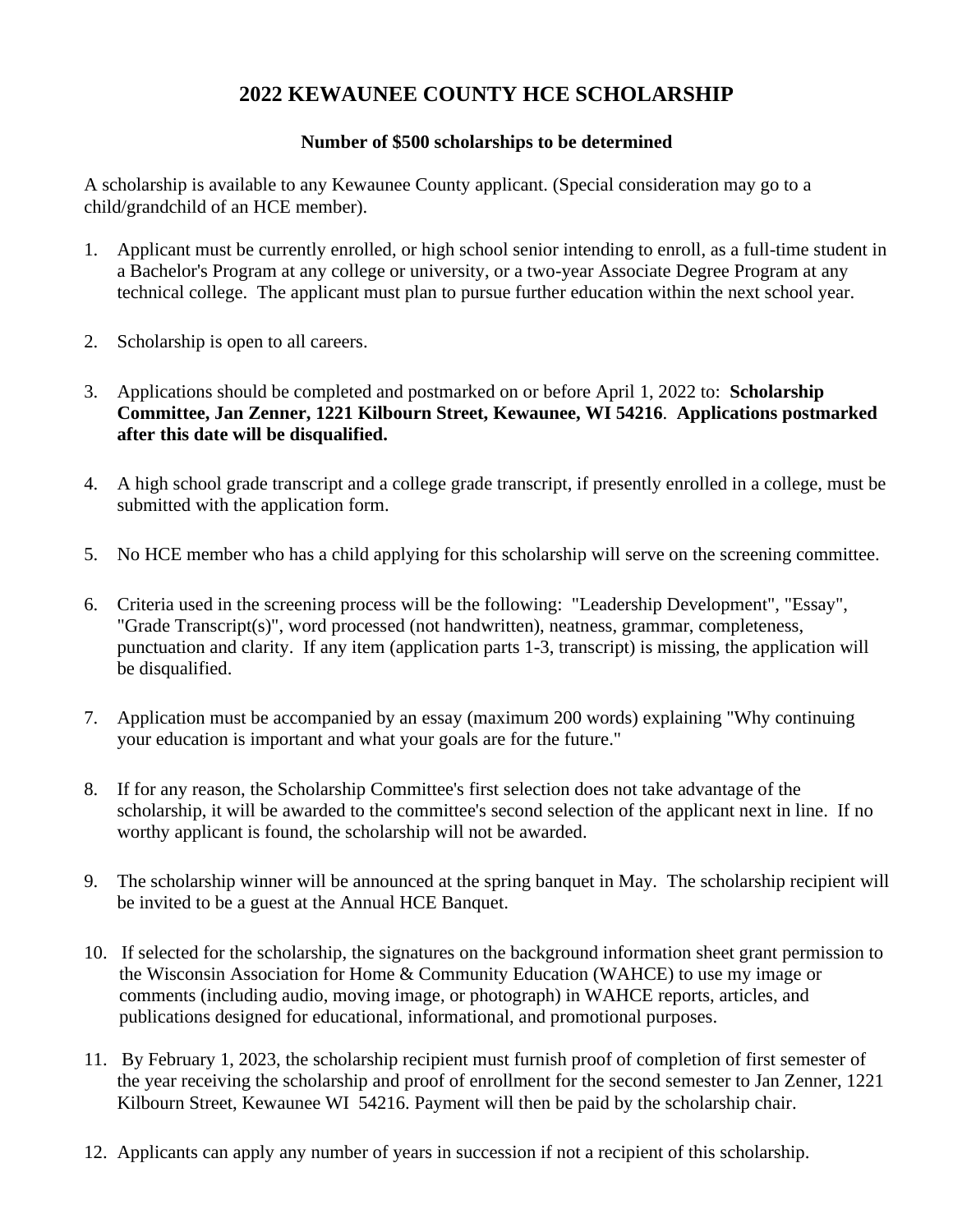# 2022 KEWAUNEE COUNTY HCE SCHOLARSHIP

**Number of $500 scholarships to be determined**

A scholarship is available to any Kewaunee County applicant. (Special consideration may go to a child/grandchild of an HCE member).

1. Applicant must be currently enrolled, or high school senior intending to enroll, as a full-time student in a Bachelor's Program at any college or university, or a two-year Associate Degree Program at any technical college. The applicant must plan to pursue further education within the next school year.

2. Scholarship is open to all careers.

3. Applications should be completed and postmarked on or before April 1, 2022 to: **Scholarship Committee, Jan Zenner, 1221 Kilbourn Street, Kewaunee, WI 54216**. **Applications postmarked after this date will be disqualified.**

4. A high school grade transcript and a college grade transcript, if presently enrolled in a college, must be submitted with the application form.

5. No HCE member who has a child applying for this scholarship will serve on the screening committee.

6. Criteria used in the screening process will be the following: "Leadership Development", "Essay", "Grade Transcript(s)", word processed (not handwritten), neatness, grammar, completeness, punctuation and clarity. If any item (application parts 1-3, transcript) is missing, the application will be disqualified.

7. Application must be accompanied by an essay (maximum 200 words) explaining "Why continuing your education is important and what your goals are for the future."

8. If for any reason, the Scholarship Committee's first selection does not take advantage of the scholarship, it will be awarded to the committee's second selection of the applicant next in line. If no worthy applicant is found, the scholarship will not be awarded.

9. The scholarship winner will be announced at the spring banquet in May. The scholarship recipient will be invited to be a guest at the Annual HCE Banquet.

10. If selected for the scholarship, the signatures on the background information sheet grant permission to the Wisconsin Association for Home & Community Education (WAHCE) to use my image or comments (including audio, moving image, or photograph) in WAHCE reports, articles, and publications designed for educational, informational, and promotional purposes.

11. By February 1, 2023, the scholarship recipient must furnish proof of completion of first semester of the year receiving the scholarship and proof of enrollment for the second semester to Jan Zenner, 1221 Kilbourn Street, Kewaunee WI 54216. Payment will then be paid by the scholarship chair.

12. Applicants can apply any number of years in succession if not a recipient of this scholarship.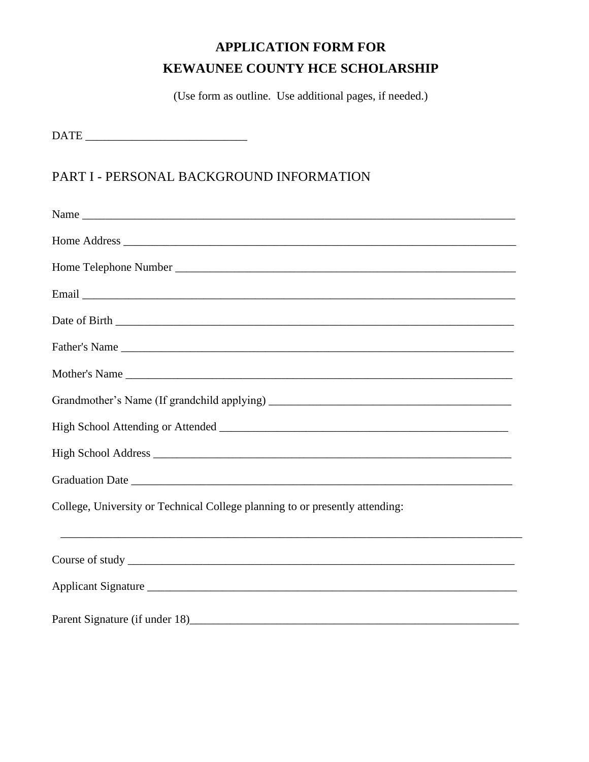# APPLICATION FORM FOR
# KEWAUNEE COUNTY HCE SCHOLARSHIP

(Use form as outline. Use additional pages, if needed.)

DATE ___________________________

## PART I - PERSONAL BACKGROUND INFORMATION

Name ___________________________________________________________________________

Home Address ____________________________________________________________________

Home Telephone Number ___________________________________________________________

Email ___________________________________________________________________________

Date of Birth _____________________________________________________________________

Father's Name ____________________________________________________________________

Mother's Name ____________________________________________________________________

Grandmother's Name (If grandchild applying) ________________________________________

High School Attending or Attended _________________________________________________

High School Address ______________________________________________________________

Graduation Date ___________________________________________________________________

College, University or Technical College planning to or presently attending:

_____________________________________________________________________________

Course of study ____________________________________________________________________

Applicant Signature ________________________________________________________________

Parent Signature (if under 18)_______________________________________________________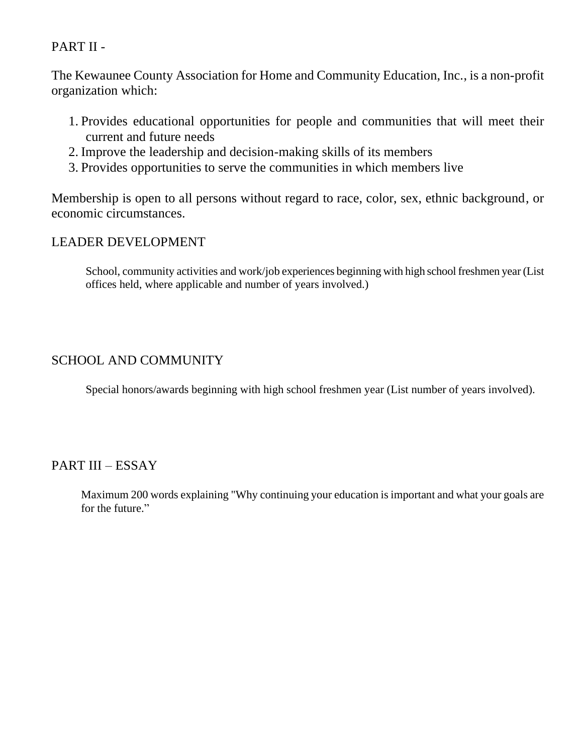## PART II -

The Kewaunee County Association for Home and Community Education, Inc., is a non-profit organization which:

1. Provides educational opportunities for people and communities that will meet their current and future needs
2. Improve the leadership and decision-making skills of its members
3. Provides opportunities to serve the communities in which members live

Membership is open to all persons without regard to race, color, sex, ethnic background, or economic circumstances.

### LEADER DEVELOPMENT

School, community activities and work/job experiences beginning with high school freshmen year (List offices held, where applicable and number of years involved.)

### SCHOOL AND COMMUNITY

Special honors/awards beginning with high school freshmen year (List number of years involved).

## PART III – ESSAY

Maximum 200 words explaining "Why continuing your education is important and what your goals are for the future."